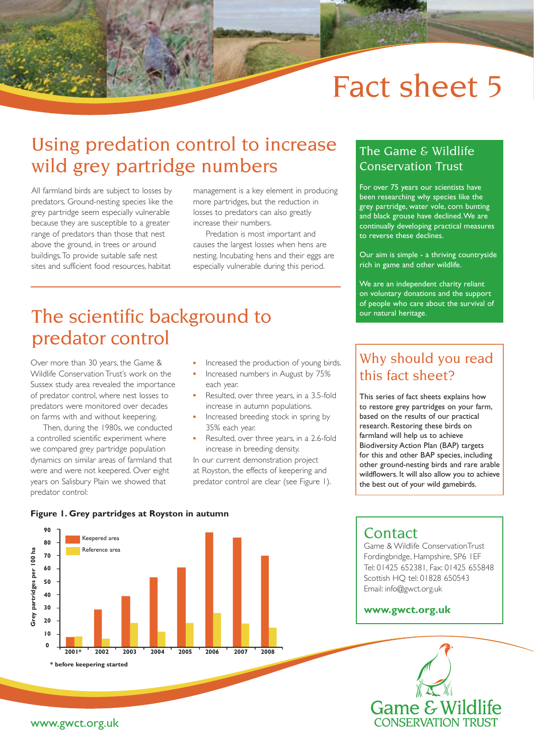# Fact sheet 5

## Using predation control to increase wild grey partridge numbers

All farmland birds are subject to losses by predators. Ground-nesting species like the grey partridge seem especially vulnerable because they are susceptible to a greater range of predators than those that nest above the ground, in trees or around buildings. To provide suitable safe nest sites and sufficient food resources, habitat management is a key element in producing more partridges, but the reduction in losses to predators can also greatly increase their numbers.

Predation is most important and causes the largest losses when hens are nesting. Incubating hens and their eggs are especially vulnerable during this period.

## The scientific background to predator control

Over more than 30 years, the Game & Wildlife Conservation Trust's work on the Sussex study area revealed the importance of predator control, where nest losses to predators were monitored over decades on farms with and without keepering.

Then, during the 1980s, we conducted a controlled scientific experiment where we compared grey partridge population dynamics on similar areas of farmland that were and were not keepered. Over eight years on Salisbury Plain we showed that predator control:

- Increased the production of young birds.
- Increased numbers in August by 75% each year.
- Resulted, over three years, in a 3.5-fold increase in autumn populations.
- Increased breeding stock in spring by 35% each year.
- Resulted, over three years, in a 2.6-fold increase in breeding density.

In our current demonstration project at Royston, the effects of keepering and predator control are clear (see Figure 1).

**Figure 1. Grey partridges at Royston in autumn**

| Year | Keepered area (grey partridges per 100 ha) | Reference area (grey partridges per 100 ha) |
|---|---|---|
| 2001* | ~8 | ~8 |
| 2002 | ~29 | ~6 |
| 2003 | ~39 | ~18 |
| 2004 | ~53 | ~12 |
| 2005 | ~61 | ~18 |
| 2006 | ~88 | ~26 |
| 2007 | ~84 | ~18 |
| 2008 | ~70 | ~15 |

\* before keepering started

## The Game & Wildlife Conservation Trust

For over 75 years our scientists have been researching why species like the grey partridge, water vole, corn bunting and black grouse have declined. We are continually developing practical measures to reverse these declines.

Our aim is simple - a thriving countryside rich in game and other wildlife.

We are an independent charity reliant on voluntary donations and the support of people who care about the survival of our natural heritage.

## Why should you read this fact sheet?

This series of fact sheets explains how to restore grey partridges on your farm, based on the results of our practical research. Restoring these birds on farmland will help us to achieve Biodiversity Action Plan (BAP) targets for this and other BAP species, including other ground-nesting birds and rare arable wildflowers. It will also allow you to achieve the best out of your wild gamebirds.

## Contact

Game & Wildlife Conservation Trust
Fordingbridge, Hampshire, SP6 1EF
Tel: 01425 652381, Fax: 01425 655848
Scottish HQ tel: 01828 650543
Email: info@gwct.org.uk

**www.gwct.org.uk**

Game & Wildlife CONSERVATION TRUST

www.gwct.org.uk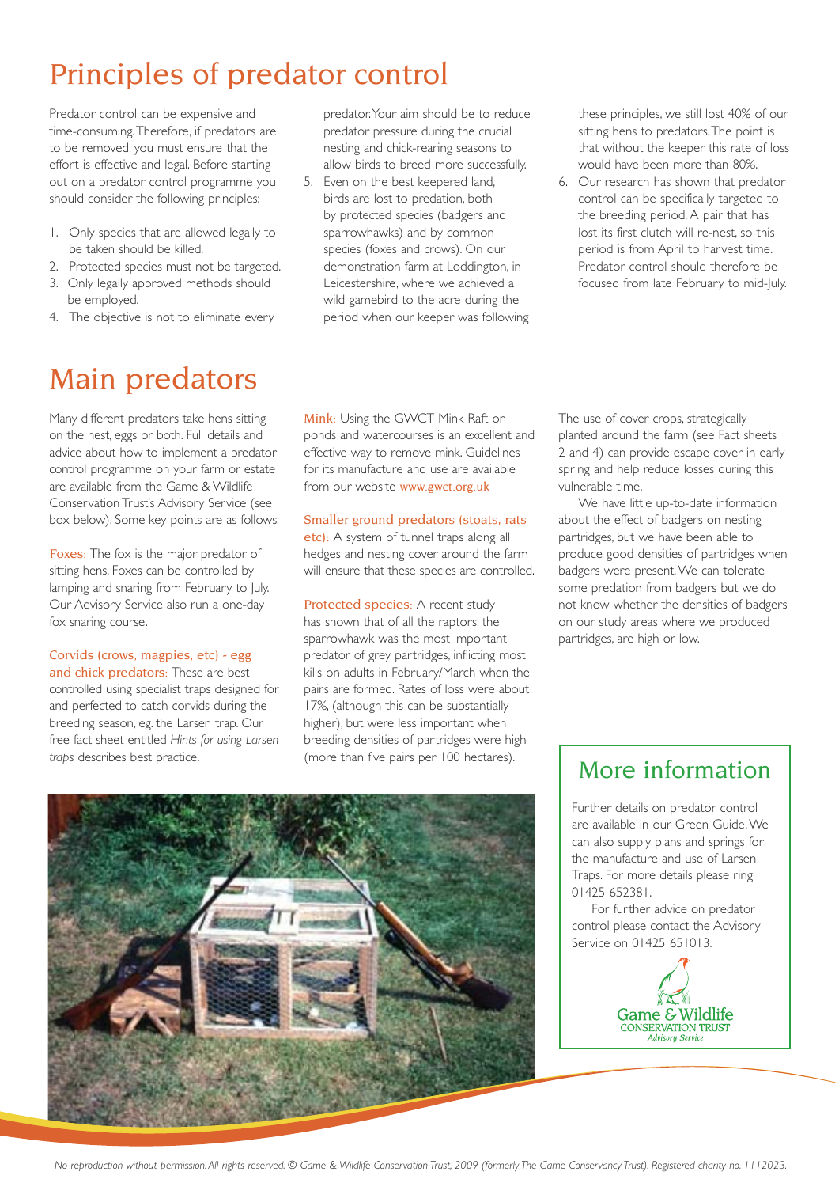# Principles of predator control

Predator control can be expensive and time-consuming. Therefore, if predators are to be removed, you must ensure that the effort is effective and legal. Before starting out on a predator control programme you should consider the following principles:

1. Only species that are allowed legally to be taken should be killed.
2. Protected species must not be targeted.
3. Only legally approved methods should be employed.
4. The objective is not to eliminate every predator. Your aim should be to reduce predator pressure during the crucial nesting and chick-rearing seasons to allow birds to breed more successfully.
5. Even on the best keepered land, birds are lost to predation, both by protected species (badgers and sparrowhawks) and by common species (foxes and crows). On our demonstration farm at Loddington, in Leicestershire, where we achieved a wild gamebird to the acre during the period when our keeper was following these principles, we still lost 40% of our sitting hens to predators. The point is that without the keeper this rate of loss would have been more than 80%.
6. Our research has shown that predator control can be specifically targeted to the breeding period. A pair that has lost its first clutch will re-nest, so this period is from April to harvest time. Predator control should therefore be focused from late February to mid-July.

# Main predators

Many different predators take hens sitting on the nest, eggs or both. Full details and advice about how to implement a predator control programme on your farm or estate are available from the Game & Wildlife Conservation Trust's Advisory Service (see box below). Some key points are as follows:

**Foxes:** The fox is the major predator of sitting hens. Foxes can be controlled by lamping and snaring from February to July. Our Advisory Service also run a one-day fox snaring course.

**Corvids (crows, magpies, etc) - egg and chick predators:** These are best controlled using specialist traps designed for and perfected to catch corvids during the breeding season, eg. the Larsen trap. Our free fact sheet entitled *Hints for using Larsen traps* describes best practice.

**Mink:** Using the GWCT Mink Raft on ponds and watercourses is an excellent and effective way to remove mink. Guidelines for its manufacture and use are available from our website www.gwct.org.uk

**Smaller ground predators (stoats, rats etc):** A system of tunnel traps along all hedges and nesting cover around the farm will ensure that these species are controlled.

**Protected species:** A recent study has shown that of all the raptors, the sparrowhawk was the most important predator of grey partridges, inflicting most kills on adults in February/March when the pairs are formed. Rates of loss were about 17%, (although this can be substantially higher), but were less important when breeding densities of partridges were high (more than five pairs per 100 hectares).

The use of cover crops, strategically planted around the farm (see Fact sheets 2 and 4) can provide escape cover in early spring and help reduce losses during this vulnerable time.

We have little up-to-date information about the effect of badgers on nesting partridges, but we have been able to produce good densities of partridges when badgers were present. We can tolerate some predation from badgers but we do not know whether the densities of badgers on our study areas where we produced partridges, are high or low.

## More information

Further details on predator control are available in our Green Guide. We can also supply plans and springs for the manufacture and use of Larsen Traps. For more details please ring 01425 652381.

For further advice on predator control please contact the Advisory Service on 01425 651013.

Game & Wildlife Conservation Trust
Advisory Service

*No reproduction without permission. All rights reserved. © Game & Wildlife Conservation Trust, 2009 (formerly The Game Conservancy Trust). Registered charity no. 1112023.*